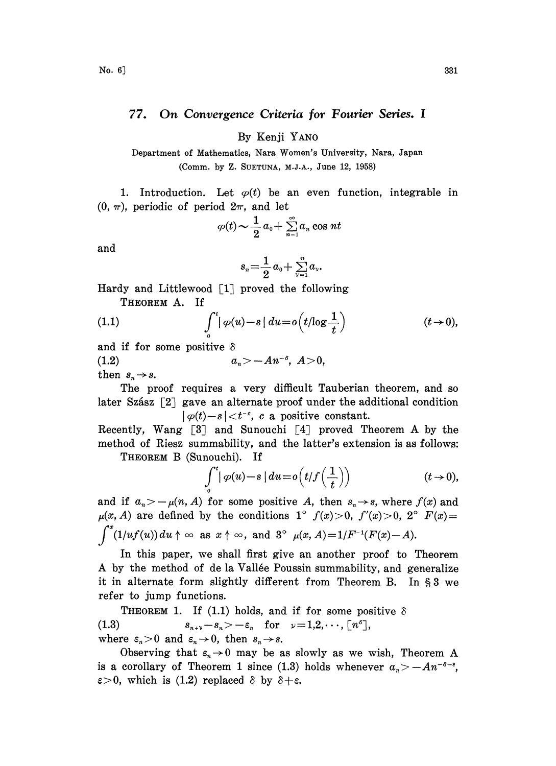# 77. On Convergence Criteria for Fourier Series. I

By Kenji YANO

Department of Mathematics, Nara Women's University, Nara, Japan

(Comm. by Z. SUETUNA, M.J.A., June 12, 1958)

1. Introduction. Let $\varphi(t)$ be an even function, integrable in $(0, \pi)$, periodic of period $2\pi$, and let

$$\varphi(t) \sim \frac{1}{2} a_0 + \sum_{n=1}^{\infty} a_n \cos nt$$

and

$$s_n = \frac{1}{2} a_0 + \sum_{\nu=1}^{n} a_\nu.$$

Hardy and Littlewood [1] proved the following

THEOREM A. If

$$\int_0^t |\varphi(u) - s| \, du = o\Big(t/\log\frac{1}{t}\Big) \qquad (t \to 0), \tag{1.1}$$

and if for some positive $\delta$

$$a_n > -An^{-\delta}, \; A > 0, \tag{1.2}$$

then $s_n \to s$.

The proof requires a very difficult Tauberian theorem, and so later Szász [2] gave an alternate proof under the additional condition

$$|\varphi(t) - s| < t^{-c}, \; c \text{ a positive constant.}$$

Recently, Wang [3] and Sunouchi [4] proved Theorem A by the method of Riesz summability, and the latter's extension is as follows:

THEOREM B (Sunouchi). If

$$\int_0^t |\varphi(u) - s| \, du = o\Big(t/f\Big(\frac{1}{t}\Big)\Big) \qquad (t \to 0),$$

and if $a_n > -\mu(n, A)$ for some positive $A$, then $s_n \to s$, where $f(x)$ and $\mu(x, A)$ are defined by the conditions $1^\circ$ $f(x) > 0$, $f'(x) > 0$, $2^\circ$ $F(x) = \int^x (1/uf(u))\, du \uparrow \infty$ as $x \uparrow \infty$, and $3^\circ$ $\mu(x, A) = 1/F^{-1}(F(x) - A)$.

In this paper, we shall first give an another proof to Theorem A by the method of de la Vallée Poussin summability, and generalize it in alternate form slightly different from Theorem B. In § 3 we refer to jump functions.

THEOREM 1. If (1.1) holds, and if for some positive $\delta$

$$s_{n+\nu} - s_n > -\varepsilon_n \quad \text{for} \quad \nu = 1, 2, \cdots, [n^\delta], \tag{1.3}$$

where $\varepsilon_n > 0$ and $\varepsilon_n \to 0$, then $s_n \to s$.

Observing that $\varepsilon_n \to 0$ may be as slowly as we wish, Theorem A is a corollary of Theorem 1 since (1.3) holds whenever $a_n > -An^{-\delta-\varepsilon}$, $\varepsilon > 0$, which is (1.2) replaced $\delta$ by $\delta + \varepsilon$.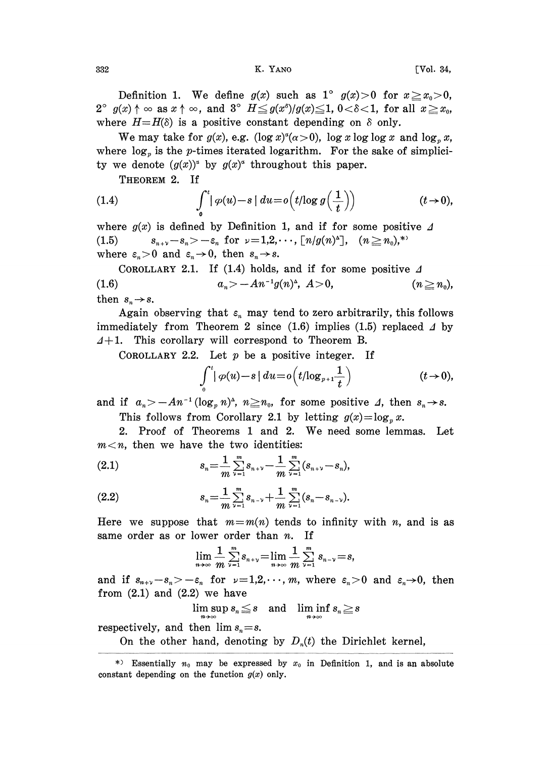Definition 1. We define $g(x)$ such as $1°$ $g(x)>0$ for $x \geqq x_0 > 0$, $2°$ $g(x) \uparrow \infty$ as $x \uparrow \infty$, and $3°$ $H \leqq g(x^\delta)/g(x) \leqq 1$, $0<\delta<1$, for all $x \geqq x_0$, where $H=H(\delta)$ is a positive constant depending on $\delta$ only.

We may take for $g(x)$, e.g. $(\log x)^\alpha (\alpha>0)$, $\log x \log\log x$ and $\log_p x$, where $\log_p$ is the $p$-times iterated logarithm. For the sake of simplicity we denote $(g(x))^\alpha$ by $g(x)^\alpha$ throughout this paper.

THEOREM 2. If

$$\int_0^t |\varphi(u)-s|\,du = o\left(t/\log g\left(\frac{1}{t}\right)\right) \qquad (t\to 0), \tag{1.4}$$

where $g(x)$ is defined by Definition 1, and if for some positive $\Delta$

$$s_{n+\nu}-s_n > -\varepsilon_n \text{ for } \nu=1,2,\cdots,[n/g(n)^\Delta], \quad (n \geqq n_0),^{*)} \tag{1.5}$$

where $\varepsilon_n>0$ and $\varepsilon_n \to 0$, then $s_n \to s$.

COROLLARY 2.1. If (1.4) holds, and if for some positive $\Delta$

$$a_n > -An^{-1}g(n)^\Delta,\ A>0, \qquad (n\geqq n_0), \tag{1.6}$$

then $s_n \to s$.

Again observing that $\varepsilon_n$ may tend to zero arbitrarily, this follows immediately from Theorem 2 since (1.6) implies (1.5) replaced $\Delta$ by $\Delta+1$. This corollary will correspond to Theorem B.

COROLLARY 2.2. Let $p$ be a positive integer. If

$$\int_0^t |\varphi(u)-s|\,du = o\left(t/\log_{p+1}\frac{1}{t}\right) \qquad (t\to 0),$$

and if $a_n > -An^{-1}(\log_p n)^\Delta$, $n \geqq n_0$, for some positive $\Delta$, then $s_n \to s$.

This follows from Corollary 2.1 by letting $g(x)=\log_p x$.

2. Proof of Theorems 1 and 2. We need some lemmas. Let $m<n$, then we have the two identities:

$$s_n = \frac{1}{m}\sum_{\nu=1}^m s_{n+\nu} - \frac{1}{m}\sum_{\nu=1}^m (s_{n+\nu}-s_n), \tag{2.1}$$

$$s_n = \frac{1}{m}\sum_{\nu=1}^m s_{n-\nu} + \frac{1}{m}\sum_{\nu=1}^m (s_n-s_{n-\nu}). \tag{2.2}$$

Here we suppose that $m=m(n)$ tends to infinity with $n$, and is as same order as or lower order than $n$. If

$$\lim_{n\to\infty}\frac{1}{m}\sum_{\nu=1}^m s_{n+\nu} = \lim_{n\to\infty}\frac{1}{m}\sum_{\nu=1}^m s_{n-\nu} = s,$$

and if $s_{n+\nu}-s_n > -\varepsilon_n$ for $\nu=1,2,\cdots,m$, where $\varepsilon_n>0$ and $\varepsilon_n\to 0$, then from (2.1) and (2.2) we have

$$\limsup_{n\to\infty} s_n \leqq s \quad \text{and} \quad \liminf_{n\to\infty} s_n \geqq s$$

respectively, and then $\lim s_n = s$.

On the other hand, denoting by $D_n(t)$ the Dirichlet kernel,

*) Essentially $n_0$ may be expressed by $x_0$ in Definition 1, and is an absolute constant depending on the function $g(x)$ only.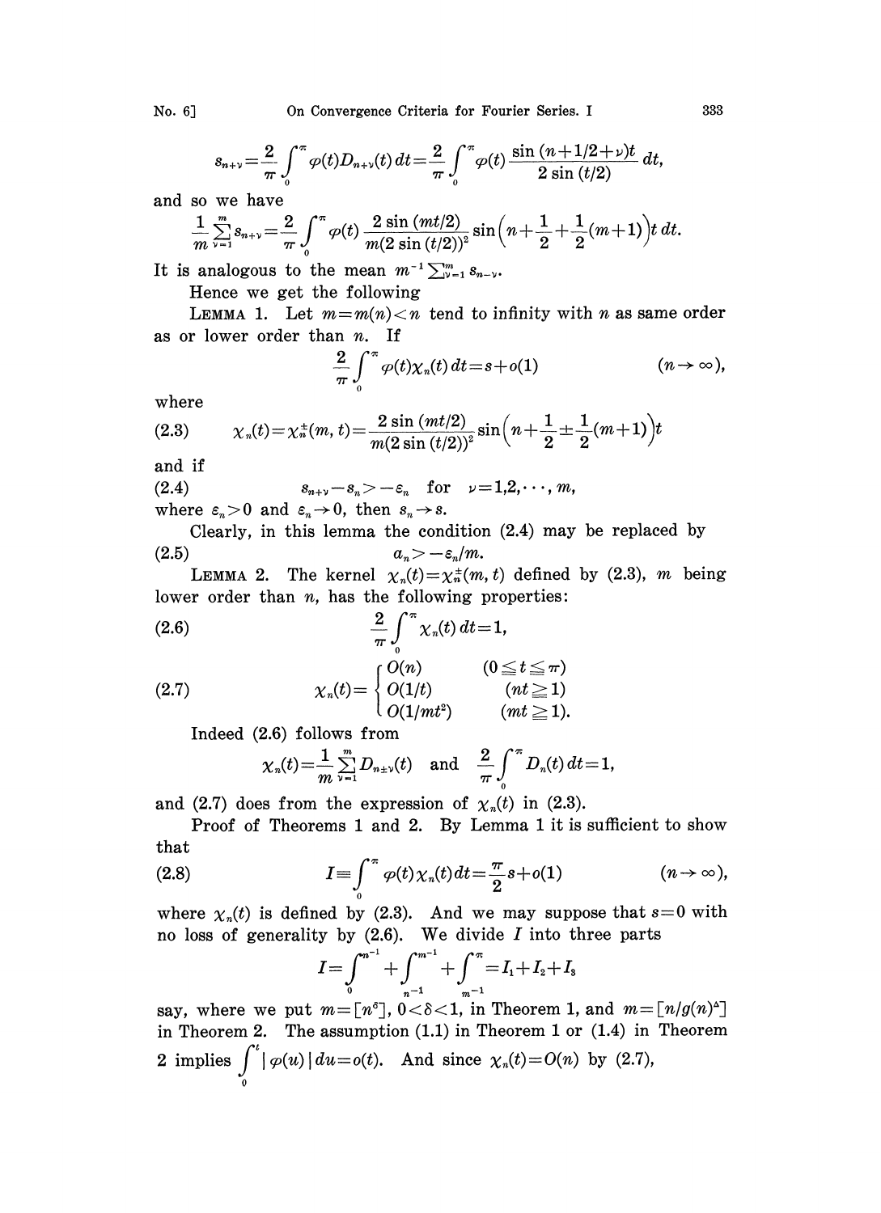$$s_{n+\nu}=\frac{2}{\pi}\int_0^\pi \varphi(t)D_{n+\nu}(t)\,dt=\frac{2}{\pi}\int_0^\pi \varphi(t)\frac{\sin(n+1/2+\nu)t}{2\sin(t/2)}\,dt,$$

and so we have

$$\frac{1}{m}\sum_{\nu=1}^{m}s_{n+\nu}=\frac{2}{\pi}\int_0^\pi \varphi(t)\frac{2\sin(mt/2)}{m(2\sin(t/2))^2}\sin\Big(n+\frac{1}{2}+\frac{1}{2}(m+1)\Big)t\,dt.$$

It is analogous to the mean $m^{-1}\sum_{\nu=1}^{m}s_{n-\nu}$.

Hence we get the following

LEMMA 1. Let $m=m(n)<n$ tend to infinity with $n$ as same order as or lower order than $n$. If

$$\frac{2}{\pi}\int_0^\pi \varphi(t)\chi_n(t)\,dt=s+o(1) \qquad (n\to\infty),$$

where

$$\chi_n(t)=\chi_n^{\pm}(m,t)=\frac{2\sin(mt/2)}{m(2\sin(t/2))^2}\sin\Big(n+\frac{1}{2}\pm\frac{1}{2}(m+1)\Big)t \tag{2.3}$$

and if

$$s_{n+\nu}-s_n>-\varepsilon_n \quad \text{for} \quad \nu=1,2,\cdots,m, \tag{2.4}$$

where $\varepsilon_n>0$ and $\varepsilon_n\to 0$, then $s_n\to s$.

Clearly, in this lemma the condition (2.4) may be replaced by

$$a_n>-\varepsilon_n/m. \tag{2.5}$$

LEMMA 2. The kernel $\chi_n(t)=\chi_n^{\pm}(m,t)$ defined by (2.3), $m$ being lower order than $n$, has the following properties:

$$\frac{2}{\pi}\int_0^\pi \chi_n(t)\,dt=1, \tag{2.6}$$

$$\chi_n(t)=\begin{cases} O(n) & (0\leqq t\leqq \pi)\\ O(1/t) & (nt\geqq 1)\\ O(1/mt^2) & (mt\geqq 1).\end{cases} \tag{2.7}$$

Indeed (2.6) follows from

$$\chi_n(t)=\frac{1}{m}\sum_{\nu=1}^{m}D_{n\pm\nu}(t) \quad \text{and} \quad \frac{2}{\pi}\int_0^\pi D_n(t)\,dt=1,$$

and (2.7) does from the expression of $\chi_n(t)$ in (2.3).

Proof of Theorems 1 and 2. By Lemma 1 it is sufficient to show that

$$I\equiv\int_0^\pi \varphi(t)\chi_n(t)\,dt=\frac{\pi}{2}s+o(1) \qquad (n\to\infty), \tag{2.8}$$

where $\chi_n(t)$ is defined by (2.3). And we may suppose that $s=0$ with no loss of generality by (2.6). We divide $I$ into three parts

$$I=\int_0^{n^{-1}}+\int_{n^{-1}}^{m^{-1}}+\int_{m^{-1}}^{\pi}=I_1+I_2+I_3$$

say, where we put $m=[n^\delta]$, $0<\delta<1$, in Theorem 1, and $m=[n/g(n)^\Delta]$ in Theorem 2. The assumption (1.1) in Theorem 1 or (1.4) in Theorem 2 implies $\int_0^t|\varphi(u)|\,du=o(t)$. And since $\chi_n(t)=O(n)$ by (2.7),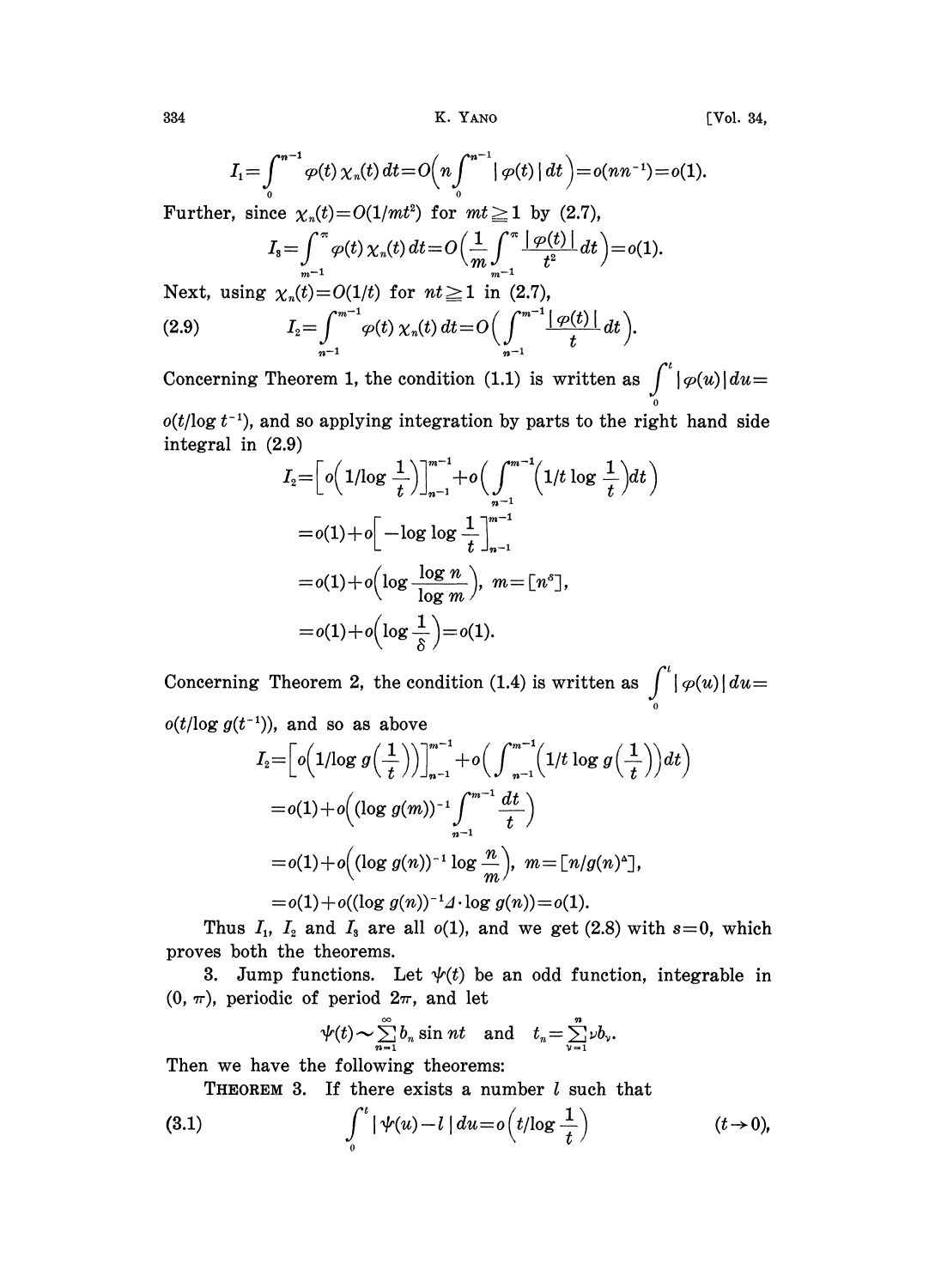$$I_1=\int_0^{n^{-1}}\varphi(t)\,\chi_n(t)\,dt=O\Big(n\int_0^{n^{-1}}|\varphi(t)|\,dt\Big)=o(nn^{-1})=o(1).$$

Further, since $\chi_n(t)=O(1/mt^2)$ for $mt\geqq 1$ by (2.7),

$$I_3=\int_{m^{-1}}^{\pi}\varphi(t)\,\chi_n(t)\,dt=O\Big(\frac{1}{m}\int_{m^{-1}}^{\pi}\frac{|\varphi(t)|}{t^2}dt\Big)=o(1).$$

Next, using $\chi_n(t)=O(1/t)$ for $nt\geqq 1$ in (2.7),

$$I_2=\int_{n^{-1}}^{m^{-1}}\varphi(t)\,\chi_n(t)\,dt=O\Big(\int_{n^{-1}}^{m^{-1}}\frac{|\varphi(t)|}{t}dt\Big). \tag{2.9}$$

Concerning Theorem 1, the condition (1.1) is written as $\int_0^t|\varphi(u)|\,du=o(t/\log t^{-1})$, and so applying integration by parts to the right hand side integral in (2.9)

$$\begin{aligned}
I_2&=\Big[o\Big(1/\log\frac{1}{t}\Big)\Big]_{n^{-1}}^{m^{-1}}+o\Big(\int_{n^{-1}}^{m^{-1}}\Big(1/t\log\frac{1}{t}\Big)dt\Big)\\
&=o(1)+o\Big[-\log\log\frac{1}{t}\Big]_{n^{-1}}^{m^{-1}}\\
&=o(1)+o\Big(\log\frac{\log n}{\log m}\Big),\quad m=[n^{\delta}],\\
&=o(1)+o\Big(\log\frac{1}{\delta}\Big)=o(1).
\end{aligned}$$

Concerning Theorem 2, the condition (1.4) is written as $\int_0^t|\varphi(u)|\,du=o(t/\log g(t^{-1}))$, and so as above

$$\begin{aligned}
I_2&=\Big[o\Big(1/\log g\Big(\frac{1}{t}\Big)\Big)\Big]_{n^{-1}}^{m^{-1}}+o\Big(\int_{n^{-1}}^{m^{-1}}\Big(1/t\log g\Big(\frac{1}{t}\Big)\Big)dt\Big)\\
&=o(1)+o\Big((\log g(m))^{-1}\int_{n^{-1}}^{m^{-1}}\frac{dt}{t}\Big)\\
&=o(1)+o\Big((\log g(n))^{-1}\log\frac{n}{m}\Big),\quad m=[n/g(n)^{\Delta}],\\
&=o(1)+o((\log g(n))^{-1}\Delta\cdot\log g(n))=o(1).
\end{aligned}$$

Thus $I_1$, $I_2$ and $I_3$ are all $o(1)$, and we get (2.8) with $s=0$, which proves both the theorems.

3. Jump functions. Let $\psi(t)$ be an odd function, integrable in $(0,\pi)$, periodic of period $2\pi$, and let

$$\psi(t)\sim\sum_{n=1}^{\infty}b_n\sin nt\quad\text{and}\quad t_n=\sum_{\nu=1}^{n}\nu b_\nu.$$

Then we have the following theorems:

**Theorem 3.** If there exists a number $l$ such that

$$\int_0^t|\psi(u)-l|\,du=o\Big(t/\log\frac{1}{t}\Big)\qquad (t\to 0), \tag{3.1}$$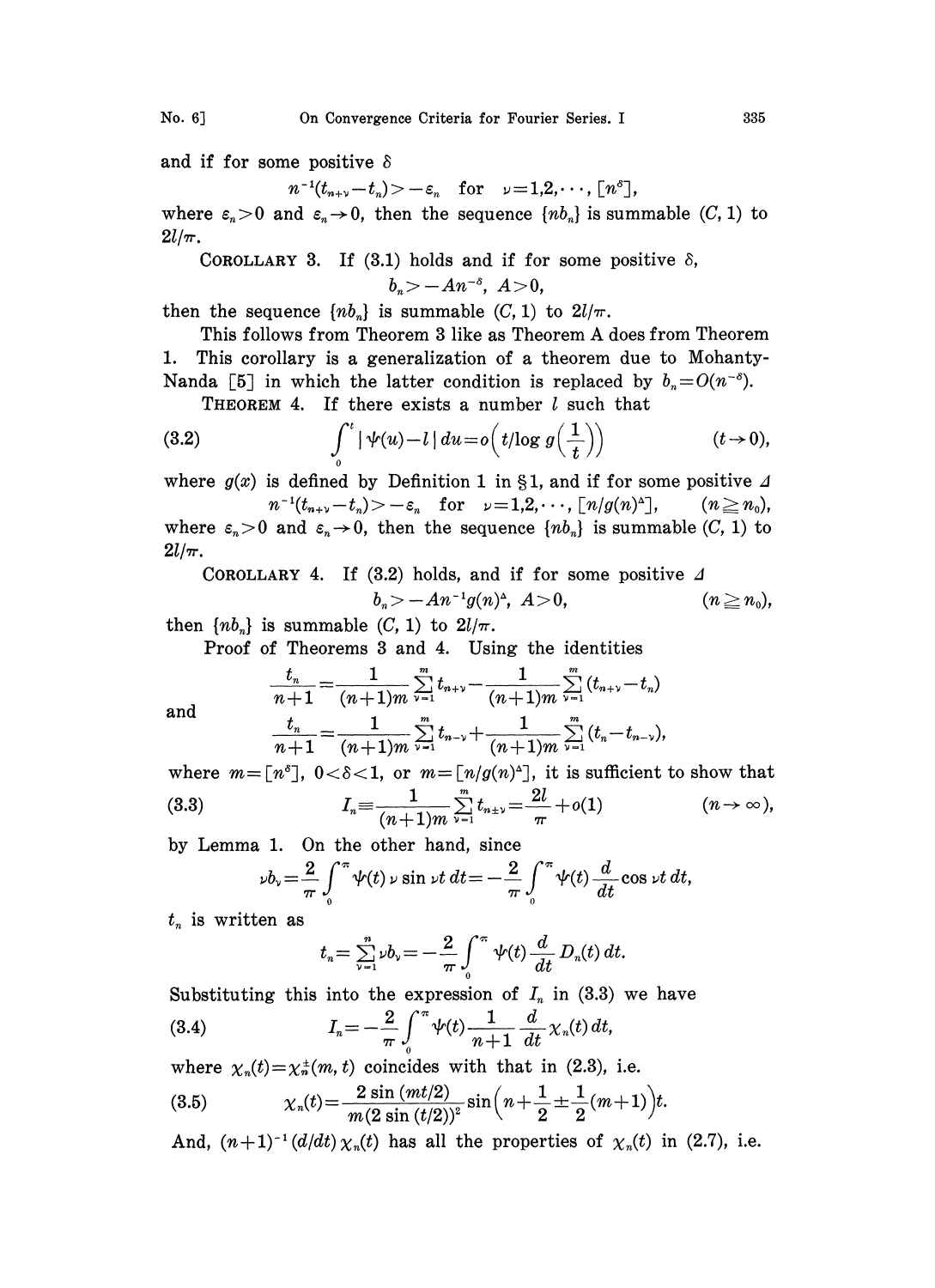and if for some positive $\delta$

$$n^{-1}(t_{n+\nu}-t_n)>-\varepsilon_n \quad \text{for} \quad \nu=1,2,\cdots,[n^\delta],$$

where $\varepsilon_n>0$ and $\varepsilon_n\to 0$, then the sequence $\{nb_n\}$ is summable $(C,1)$ to $2l/\pi$.

COROLLARY 3. If (3.1) holds and if for some positive $\delta$,

$$b_n>-An^{-\delta},\ A>0,$$

then the sequence $\{nb_n\}$ is summable $(C,1)$ to $2l/\pi$.

This follows from Theorem 3 like as Theorem A does from Theorem 1. This corollary is a generalization of a theorem due to Mohanty-Nanda [5] in which the latter condition is replaced by $b_n=O(n^{-\delta})$.

THEOREM 4. If there exists a number $l$ such that

$$\int_0^t |\psi(u)-l|\,du=o\Big(t/\log g\Big(\frac{1}{t}\Big)\Big) \qquad (t\to 0), \tag{3.2}$$

where $g(x)$ is defined by Definition 1 in §1, and if for some positive $\Delta$

$$n^{-1}(t_{n+\nu}-t_n)>-\varepsilon_n \quad \text{for} \quad \nu=1,2,\cdots,[n/g(n)^\Delta], \qquad (n\geqq n_0),$$

where $\varepsilon_n>0$ and $\varepsilon_n\to 0$, then the sequence $\{nb_n\}$ is summable $(C,1)$ to $2l/\pi$.

COROLLARY 4. If (3.2) holds, and if for some positive $\Delta$

$$b_n>-An^{-1}g(n)^\Delta,\ A>0, \qquad (n\geqq n_0),$$

then $\{nb_n\}$ is summable $(C,1)$ to $2l/\pi$.

Proof of Theorems 3 and 4. Using the identities

$$\frac{t_n}{n+1}=\frac{1}{(n+1)m}\sum_{\nu=1}^m t_{n+\nu}-\frac{1}{(n+1)m}\sum_{\nu=1}^m (t_{n+\nu}-t_n)$$

and

$$\frac{t_n}{n+1}=\frac{1}{(n+1)m}\sum_{\nu=1}^m t_{n-\nu}+\frac{1}{(n+1)m}\sum_{\nu=1}^m (t_n-t_{n-\nu}),$$

where $m=[n^\delta]$, $0<\delta<1$, or $m=[n/g(n)^\Delta]$, it is sufficient to show that

$$I_n\equiv\frac{1}{(n+1)m}\sum_{\nu=1}^m t_{n\pm\nu}=\frac{2l}{\pi}+o(1) \qquad (n\to\infty), \tag{3.3}$$

by Lemma 1. On the other hand, since

$$\nu b_\nu=\frac{2}{\pi}\int_0^\pi \psi(t)\,\nu\sin\nu t\,dt=-\frac{2}{\pi}\int_0^\pi \psi(t)\frac{d}{dt}\cos\nu t\,dt,$$

$t_n$ is written as

$$t_n=\sum_{\nu=1}^n \nu b_\nu=-\frac{2}{\pi}\int_0^\pi \psi(t)\frac{d}{dt}D_n(t)\,dt.$$

Substituting this into the expression of $I_n$ in (3.3) we have

$$I_n=-\frac{2}{\pi}\int_0^\pi \psi(t)\frac{1}{n+1}\frac{d}{dt}\chi_n(t)\,dt, \tag{3.4}$$

where $\chi_n(t)=\chi_n^\pm(m,t)$ coincides with that in (2.3), i.e.

$$\chi_n(t)=\frac{2\sin(mt/2)}{m(2\sin(t/2))^2}\sin\Big(n+\frac{1}{2}\pm\frac{1}{2}(m+1)\Big)t. \tag{3.5}$$

And, $(n+1)^{-1}(d/dt)\chi_n(t)$ has all the properties of $\chi_n(t)$ in (2.7), i.e.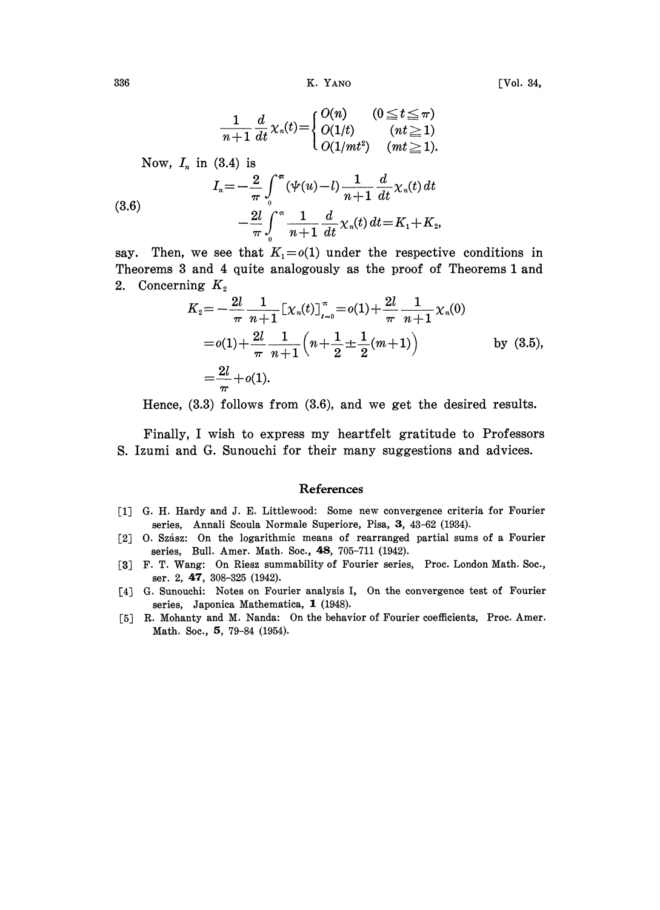$$\frac{1}{n+1}\frac{d}{dt}\chi_n(t)=\begin{cases} O(n) & (0\leqq t\leqq \pi) \\ O(1/t) & (nt\geqq 1) \\ O(1/mt^2) & (mt\geqq 1). \end{cases}$$

Now, $I_n$ in (3.4) is

$$\begin{aligned} I_n=&-\frac{2}{\pi}\int_0^\pi (\psi(u)-l)\frac{1}{n+1}\frac{d}{dt}\chi_n(t)\,dt \\ &-\frac{2l}{\pi}\int_0^\pi \frac{1}{n+1}\frac{d}{dt}\chi_n(t)\,dt=K_1+K_2, \end{aligned} \tag{3.6}$$

say. Then, we see that $K_1=o(1)$ under the respective conditions in Theorems 3 and 4 quite analogously as the proof of Theorems 1 and 2. Concerning $K_2$

$$\begin{aligned} K_2&=-\frac{2l}{\pi}\frac{1}{n+1}[\chi_n(t)]_{t=0}^{\pi}=o(1)+\frac{2l}{\pi}\frac{1}{n+1}\chi_n(0) \\ &=o(1)+\frac{2l}{\pi}\frac{1}{n+1}\left(n+\frac{1}{2}\pm\frac{1}{2}(m+1)\right) \qquad \text{by (3.5)}, \\ &=\frac{2l}{\pi}+o(1). \end{aligned}$$

Hence, (3.3) follows from (3.6), and we get the desired results.

Finally, I wish to express my heartfelt gratitude to Professors S. Izumi and G. Sunouchi for their many suggestions and advices.

## References

[1] G. H. Hardy and J. E. Littlewood: Some new convergence criteria for Fourier series, Annali Scoula Normale Superiore, Pisa, **3**, 43-62 (1934).

[2] O. Szász: On the logarithmic means of rearranged partial sums of a Fourier series, Bull. Amer. Math. Soc., **48**, 705-711 (1942).

[3] F. T. Wang: On Riesz summability of Fourier series, Proc. London Math. Soc., ser. 2, **47**, 308-325 (1942).

[4] G. Sunouchi: Notes on Fourier analysis I, On the convergence test of Fourier series, Japonica Mathematica, **1** (1948).

[5] R. Mohanty and M. Nanda: On the behavior of Fourier coefficients, Proc. Amer. Math. Soc., **5**, 79-84 (1954).